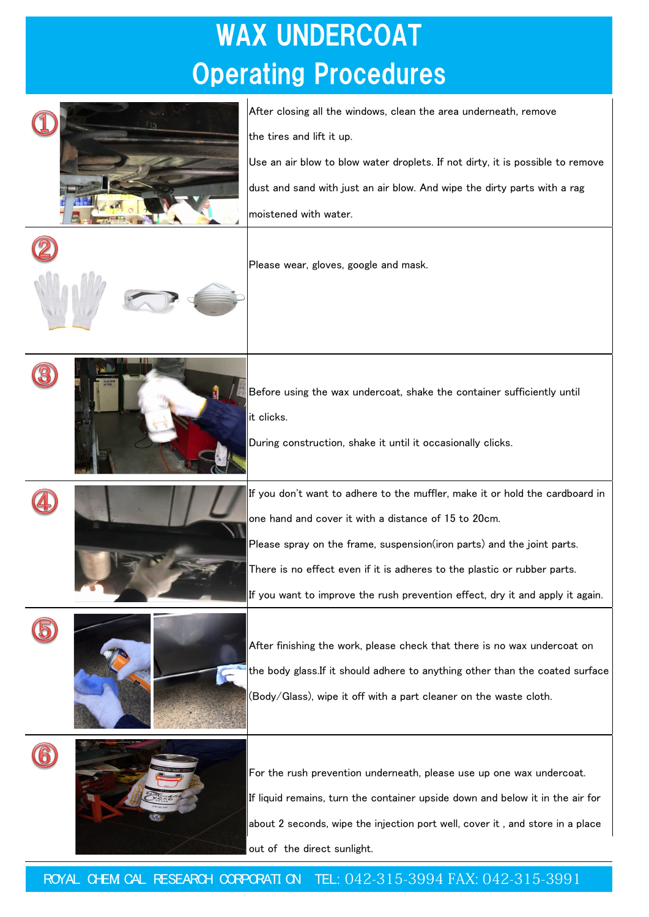// ...full transcription text could not be recovered...